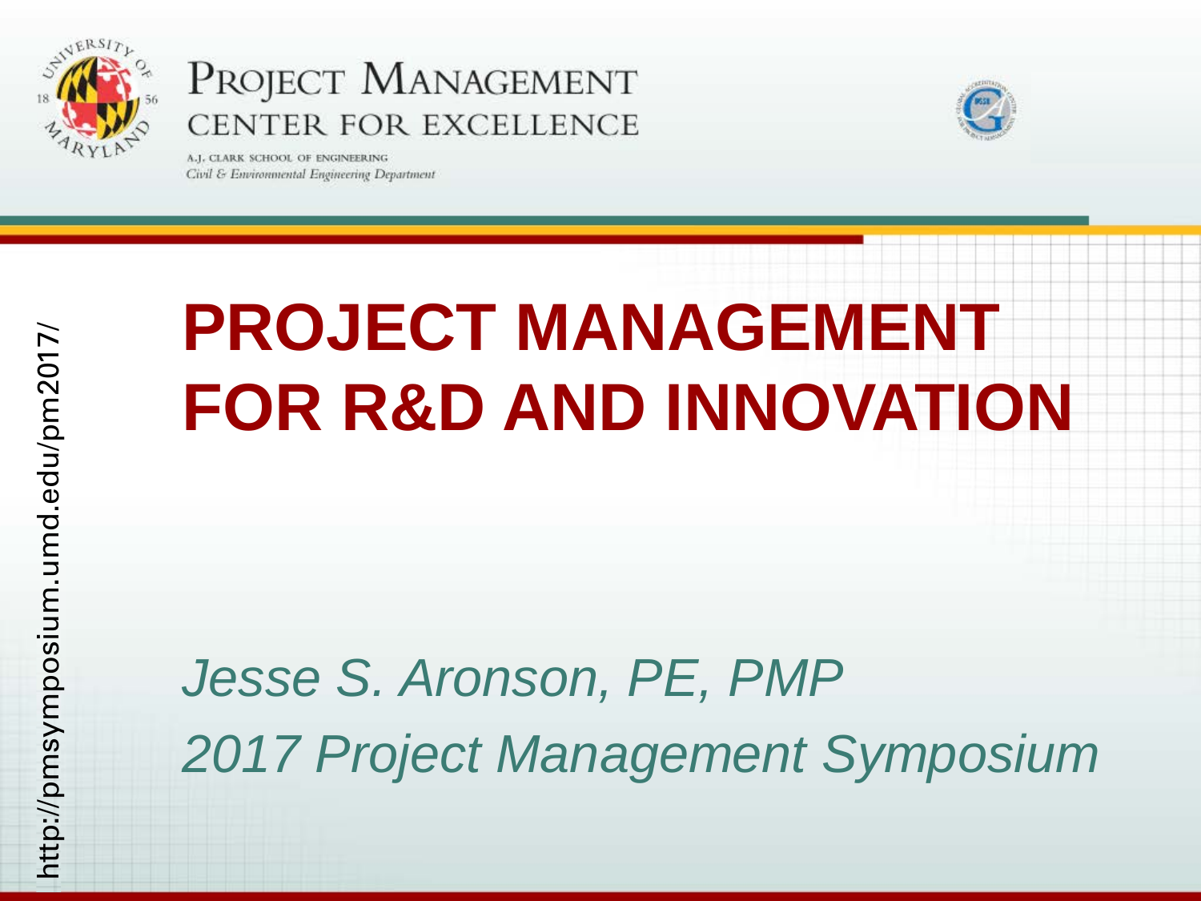PROJECT MANAGEMENT CENTER FOR EXCELLENCE

A.J. CLARK SCHOOL OF ENGINEERING

*Civil & Environmental Engineering Department*

http://pmsymposium.umd.edu/pm2017/

# PROJECT MANAGEMENT FOR R&D AND INNOVATION

*Jesse S. Aronson, PE, PMP*

*2017 Project Management Symposium*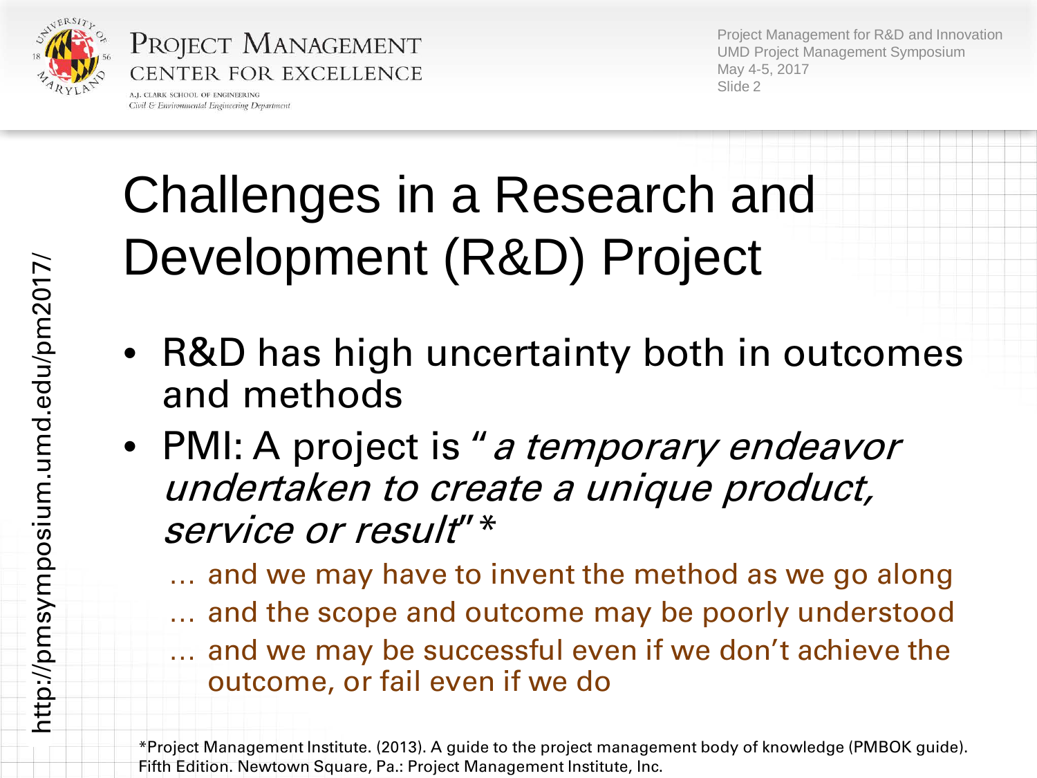# Challenges in a Research and Development (R&D) Project

- R&D has high uncertainty both in outcomes and methods
- PMI: A project is "*a temporary endeavor undertaken to create a unique product, service or result*"*

  … and we may have to invent the method as we go along

  … and the scope and outcome may be poorly understood

  … and we may be successful even if we don't achieve the outcome, or fail even if we do

*Project Management Institute. (2013). A guide to the project management body of knowledge (PMBOK guide). Fifth Edition. Newtown Square, Pa.: Project Management Institute, Inc.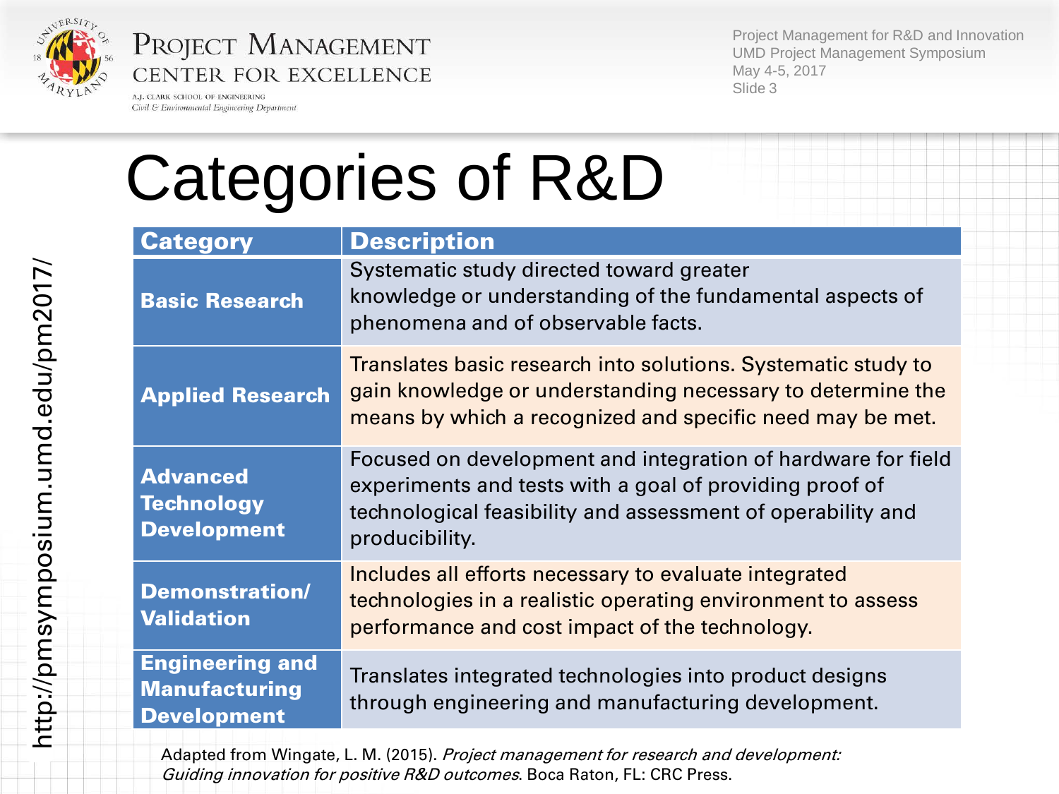# Categories of R&D

| Category | Description |
|---|---|
| **Basic Research** | Systematic study directed toward greater knowledge or understanding of the fundamental aspects of phenomena and of observable facts. |
| **Applied Research** | Translates basic research into solutions. Systematic study to gain knowledge or understanding necessary to determine the means by which a recognized and specific need may be met. |
| **Advanced Technology Development** | Focused on development and integration of hardware for field experiments and tests with a goal of providing proof of technological feasibility and assessment of operability and producibility. |
| **Demonstration/ Validation** | Includes all efforts necessary to evaluate integrated technologies in a realistic operating environment to assess performance and cost impact of the technology. |
| **Engineering and Manufacturing Development** | Translates integrated technologies into product designs through engineering and manufacturing development. |

Adapted from Wingate, L. M. (2015). *Project management for research and development: Guiding innovation for positive R&D outcomes*. Boca Raton, FL: CRC Press.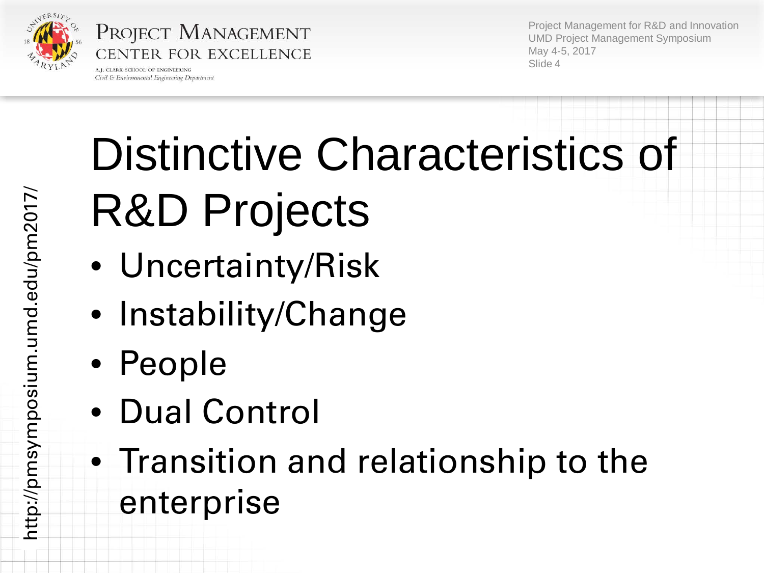# Distinctive Characteristics of R&D Projects

- Uncertainty/Risk
- Instability/Change
- People
- Dual Control
- Transition and relationship to the enterprise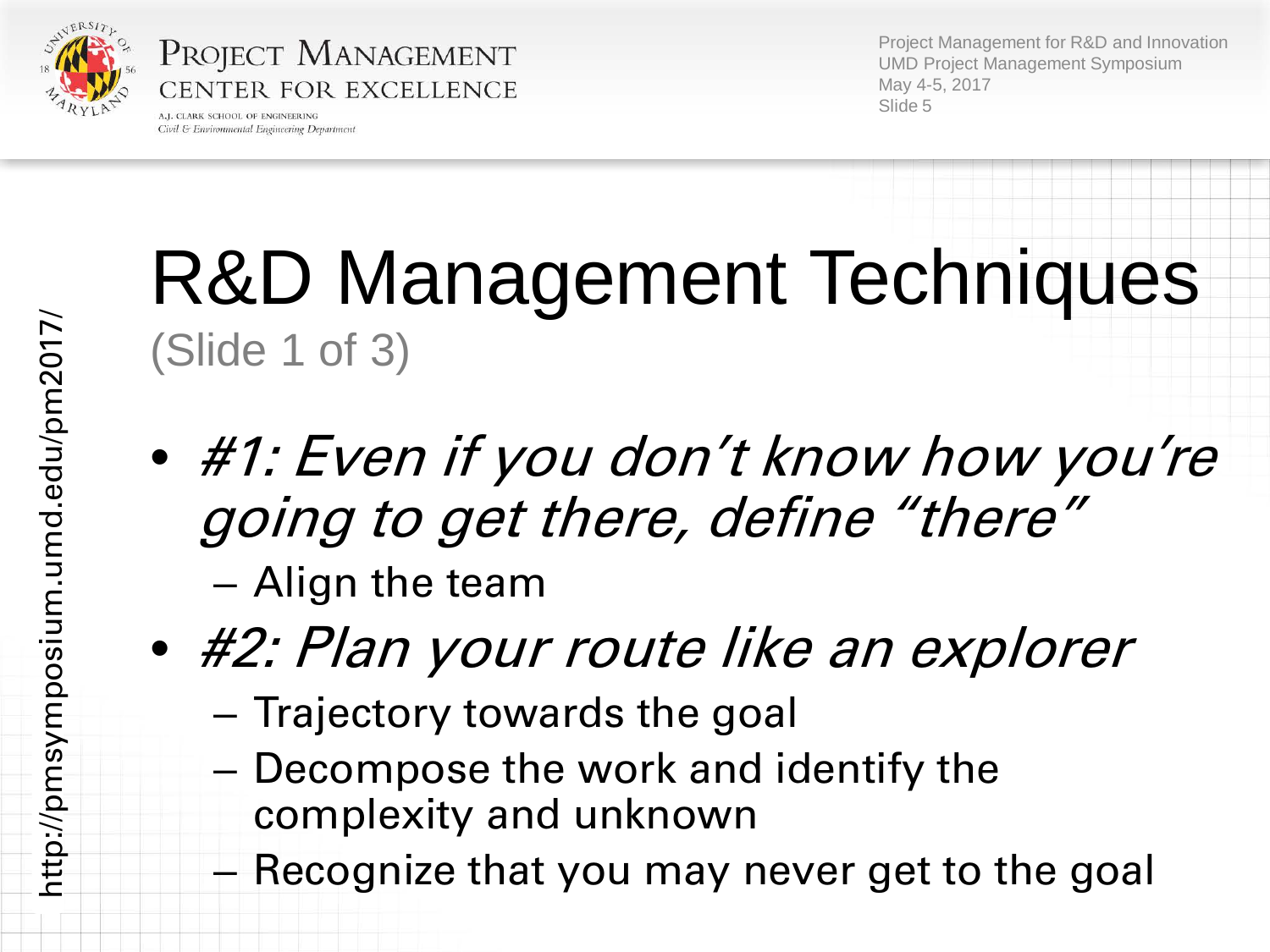# R&D Management Techniques

(Slide 1 of 3)

- *#1: Even if you don’t know how you’re going to get there, define “there”*
  - Align the team
- *#2: Plan your route like an explorer*
  - Trajectory towards the goal
  - Decompose the work and identify the complexity and unknown
  - Recognize that you may never get to the goal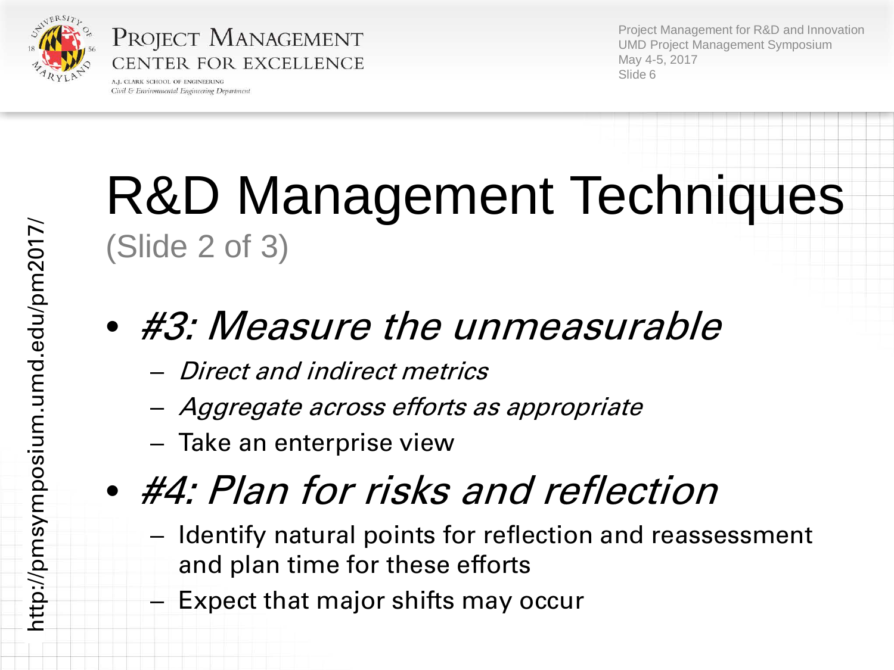# R&D Management Techniques

(Slide 2 of 3)

- *#3: Measure the unmeasurable*
  - *Direct and indirect metrics*
  - *Aggregate across efforts as appropriate*
  - Take an enterprise view
- *#4: Plan for risks and reflection*
  - Identify natural points for reflection and reassessment and plan time for these efforts
  - Expect that major shifts may occur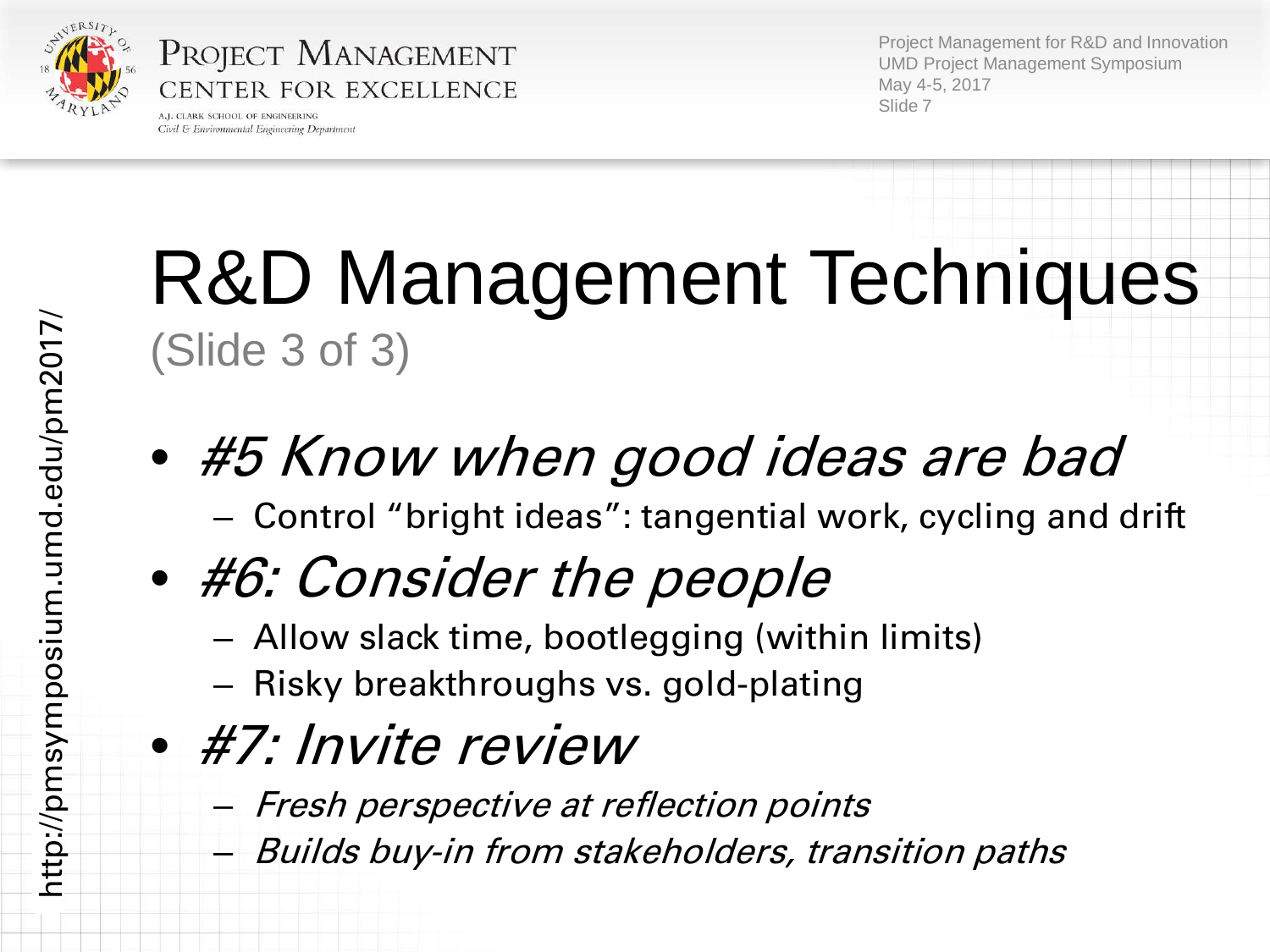# R&D Management Techniques

(Slide 3 of 3)

- *#5 Know when good ideas are bad*
  - Control "bright ideas": tangential work, cycling and drift
- *#6: Consider the people*
  - Allow slack time, bootlegging (within limits)
  - Risky breakthroughs vs. gold-plating
- *#7: Invite review*
  - *Fresh perspective at reflection points*
  - *Builds buy-in from stakeholders, transition paths*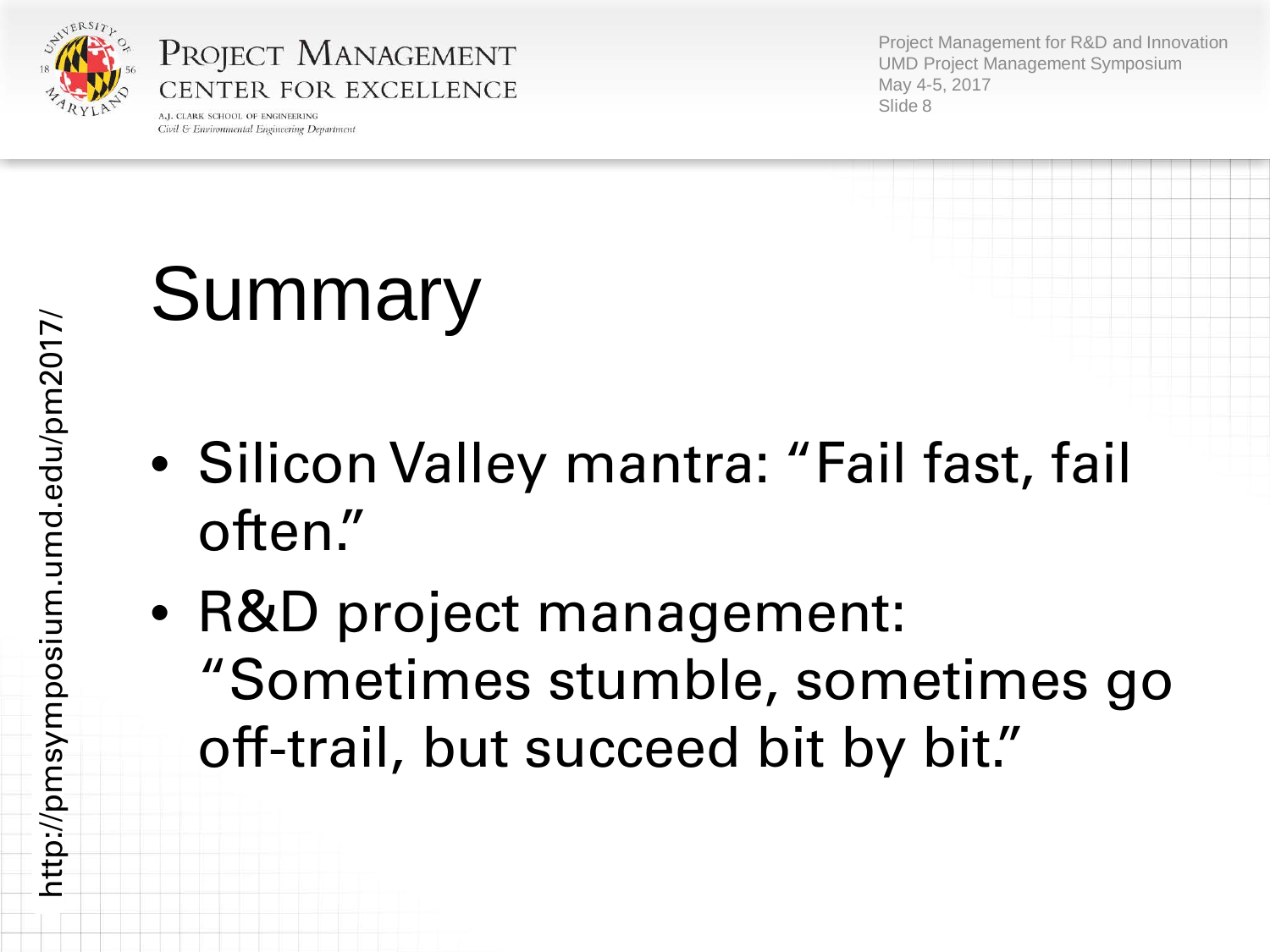# Summary

- Silicon Valley mantra: "Fail fast, fail often."
- R&D project management: "Sometimes stumble, sometimes go off-trail, but succeed bit by bit."